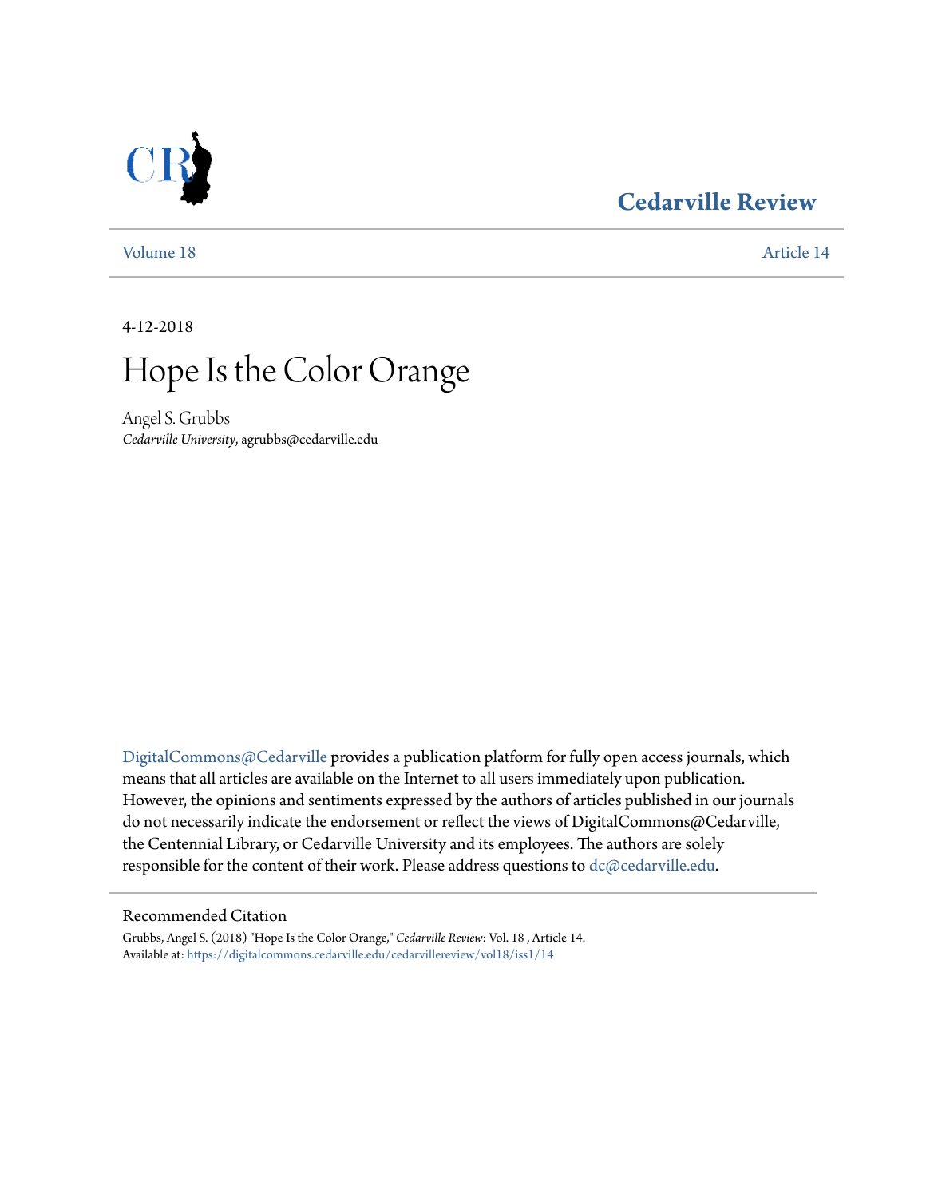Cedarville Review

Volume 18 Article 14

4-12-2018

# Hope Is the Color Orange

Angel S. Grubbs
*Cedarville University*, agrubbs@cedarville.edu

DigitalCommons@Cedarville provides a publication platform for fully open access journals, which means that all articles are available on the Internet to all users immediately upon publication. However, the opinions and sentiments expressed by the authors of articles published in our journals do not necessarily indicate the endorsement or reflect the views of DigitalCommons@Cedarville, the Centennial Library, or Cedarville University and its employees. The authors are solely responsible for the content of their work. Please address questions to dc@cedarville.edu.

## Recommended Citation

Grubbs, Angel S. (2018) "Hope Is the Color Orange," *Cedarville Review*: Vol. 18 , Article 14.
Available at: https://digitalcommons.cedarville.edu/cedarvillereview/vol18/iss1/14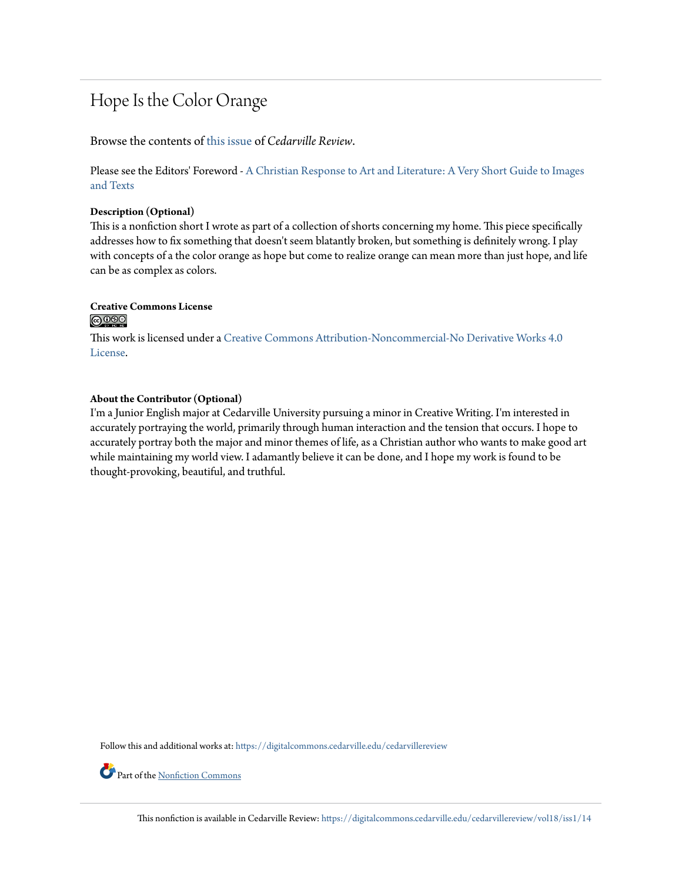# Hope Is the Color Orange

Browse the contents of this issue of *Cedarville Review*.

Please see the Editors' Foreword - A Christian Response to Art and Literature: A Very Short Guide to Images and Texts

**Description (Optional)**
This is a nonfiction short I wrote as part of a collection of shorts concerning my home. This piece specifically addresses how to fix something that doesn't seem blatantly broken, but something is definitely wrong. I play with concepts of a the color orange as hope but come to realize orange can mean more than just hope, and life can be as complex as colors.

**Creative Commons License**

This work is licensed under a Creative Commons Attribution-Noncommercial-No Derivative Works 4.0 License.

**About the Contributor (Optional)**
I'm a Junior English major at Cedarville University pursuing a minor in Creative Writing. I'm interested in accurately portraying the world, primarily through human interaction and the tension that occurs. I hope to accurately portray both the major and minor themes of life, as a Christian author who wants to make good art while maintaining my world view. I adamantly believe it can be done, and I hope my work is found to be thought-provoking, beautiful, and truthful.

Follow this and additional works at: https://digitalcommons.cedarville.edu/cedarvillereview

Part of the Nonfiction Commons

This nonfiction is available in Cedarville Review: https://digitalcommons.cedarville.edu/cedarvillereview/vol18/iss1/14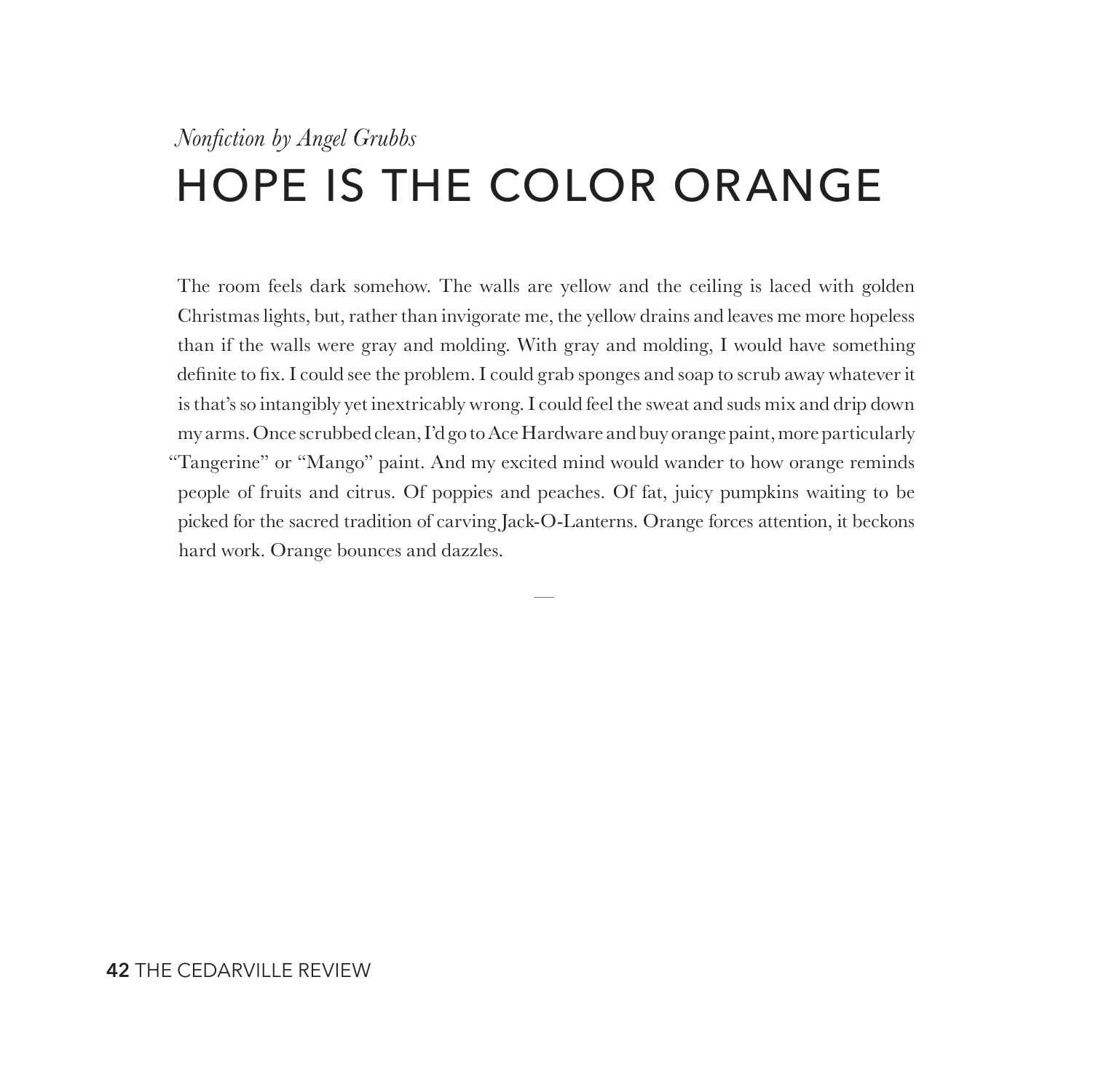*Nonfiction by Angel Grubbs*

# HOPE IS THE COLOR ORANGE

The room feels dark somehow. The walls are yellow and the ceiling is laced with golden Christmas lights, but, rather than invigorate me, the yellow drains and leaves me more hopeless than if the walls were gray and molding. With gray and molding, I would have something definite to fix. I could see the problem. I could grab sponges and soap to scrub away whatever it is that's so intangibly yet inextricably wrong. I could feel the sweat and suds mix and drip down my arms. Once scrubbed clean, I'd go to Ace Hardware and buy orange paint, more particularly "Tangerine" or "Mango" paint. And my excited mind would wander to how orange reminds people of fruits and citrus. Of poppies and peaches. Of fat, juicy pumpkins waiting to be picked for the sacred tradition of carving Jack-O-Lanterns. Orange forces attention, it beckons hard work. Orange bounces and dazzles.

—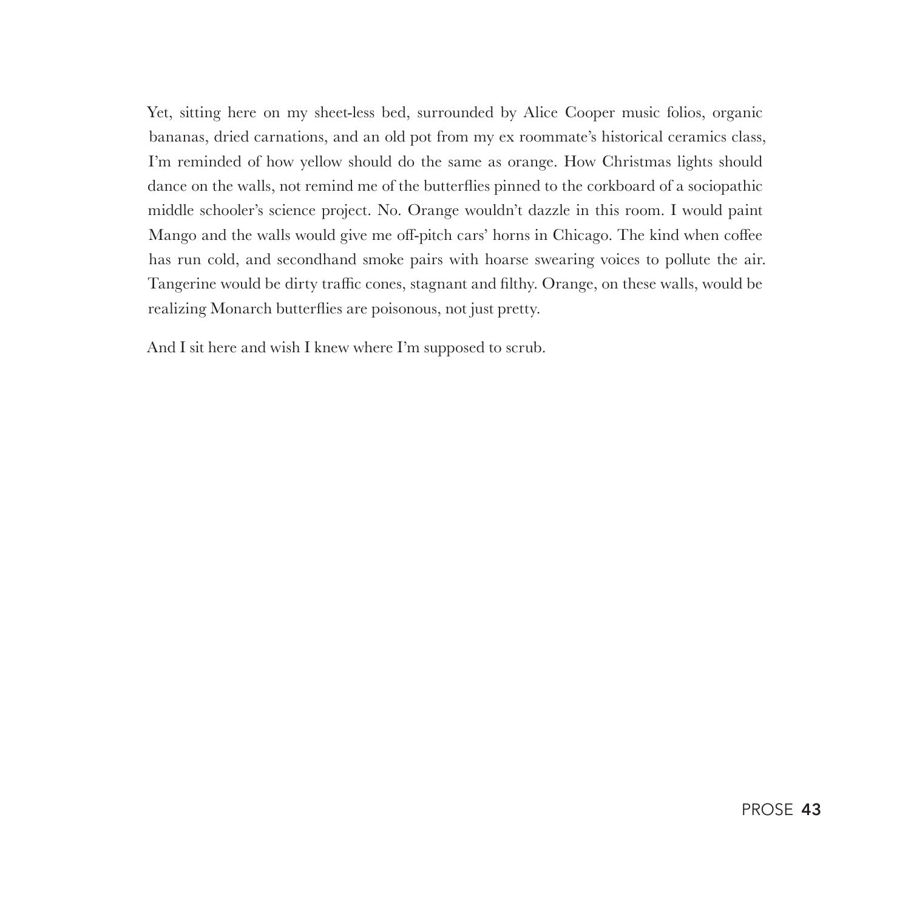Yet, sitting here on my sheet-less bed, surrounded by Alice Cooper music folios, organic bananas, dried carnations, and an old pot from my ex roommate's historical ceramics class, I'm reminded of how yellow should do the same as orange. How Christmas lights should dance on the walls, not remind me of the butterflies pinned to the corkboard of a sociopathic middle schooler's science project. No. Orange wouldn't dazzle in this room. I would paint Mango and the walls would give me off-pitch cars' horns in Chicago. The kind when coffee has run cold, and secondhand smoke pairs with hoarse swearing voices to pollute the air. Tangerine would be dirty traffic cones, stagnant and filthy. Orange, on these walls, would be realizing Monarch butterflies are poisonous, not just pretty.

And I sit here and wish I knew where I'm supposed to scrub.